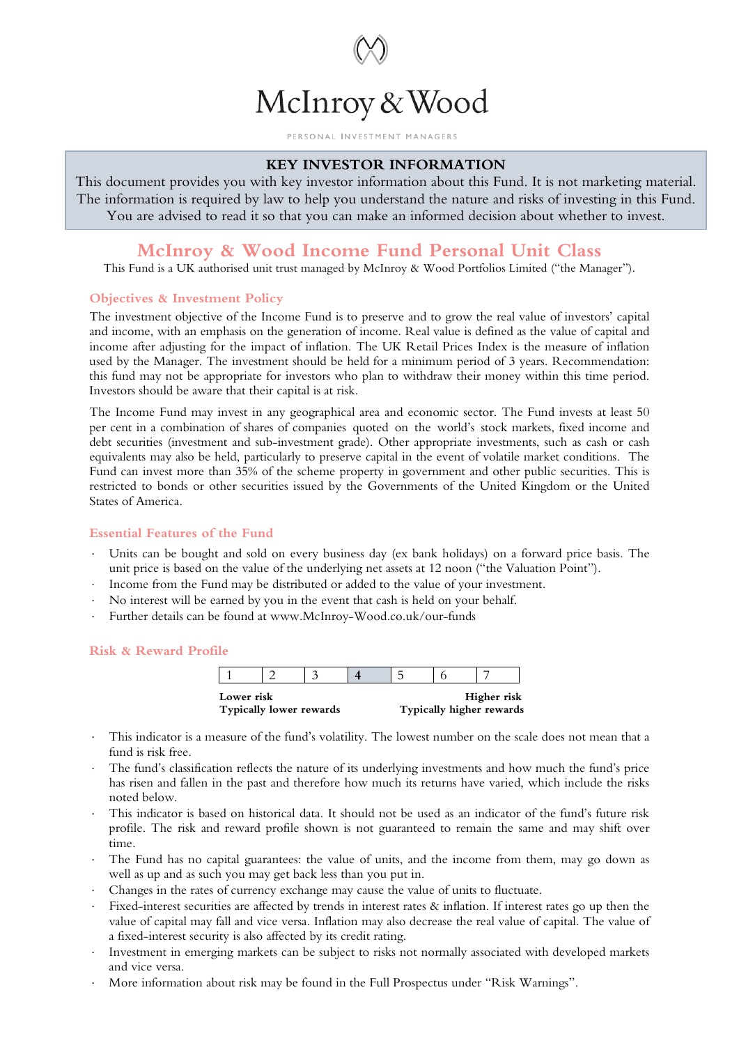# McInroy & Wood

PERSONAL INVESTMENT MANAGERS

**KEY INVESTOR INFORMATION**

This document provides you with key investor information about this Fund. It is not marketing material. The information is required by law to help you understand the nature and risks of investing in this Fund. You are advised to read it so that you can make an informed decision about whether to invest.

## McInroy & Wood Income Fund Personal Unit Class

This Fund is a UK authorised unit trust managed by McInroy & Wood Portfolios Limited ("the Manager").

### Objectives & Investment Policy

The investment objective of the Income Fund is to preserve and to grow the real value of investors' capital and income, with an emphasis on the generation of income. Real value is defined as the value of capital and income after adjusting for the impact of inflation. The UK Retail Prices Index is the measure of inflation used by the Manager. The investment should be held for a minimum period of 3 years. Recommendation: this fund may not be appropriate for investors who plan to withdraw their money within this time period. Investors should be aware that their capital is at risk.

The Income Fund may invest in any geographical area and economic sector. The Fund invests at least 50 per cent in a combination of shares of companies quoted on the world's stock markets, fixed income and debt securities (investment and sub-investment grade). Other appropriate investments, such as cash or cash equivalents may also be held, particularly to preserve capital in the event of volatile market conditions. The Fund can invest more than 35% of the scheme property in government and other public securities. This is restricted to bonds or other securities issued by the Governments of the United Kingdom or the United States of America.

### Essential Features of the Fund

- Units can be bought and sold on every business day (ex bank holidays) on a forward price basis. The unit price is based on the value of the underlying net assets at 12 noon ("the Valuation Point").
- Income from the Fund may be distributed or added to the value of your investment.
- No interest will be earned by you in the event that cash is held on your behalf.
- Further details can be found at www.McInroy-Wood.co.uk/our-funds

### Risk & Reward Profile

| 1 | 2 | 3 | **4** | 5 | 6 | 7 |
|---|---|---|---|---|---|---|

**Lower risk** / **Typically lower rewards** — **Higher risk** / **Typically higher rewards**

- This indicator is a measure of the fund's volatility. The lowest number on the scale does not mean that a fund is risk free.
- The fund's classification reflects the nature of its underlying investments and how much the fund's price has risen and fallen in the past and therefore how much its returns have varied, which include the risks noted below.
- This indicator is based on historical data. It should not be used as an indicator of the fund's future risk profile. The risk and reward profile shown is not guaranteed to remain the same and may shift over time.
- The Fund has no capital guarantees: the value of units, and the income from them, may go down as well as up and as such you may get back less than you put in.
- Changes in the rates of currency exchange may cause the value of units to fluctuate.
- Fixed-interest securities are affected by trends in interest rates & inflation. If interest rates go up then the value of capital may fall and vice versa. Inflation may also decrease the real value of capital. The value of a fixed-interest security is also affected by its credit rating.
- Investment in emerging markets can be subject to risks not normally associated with developed markets and vice versa.
- More information about risk may be found in the Full Prospectus under "Risk Warnings".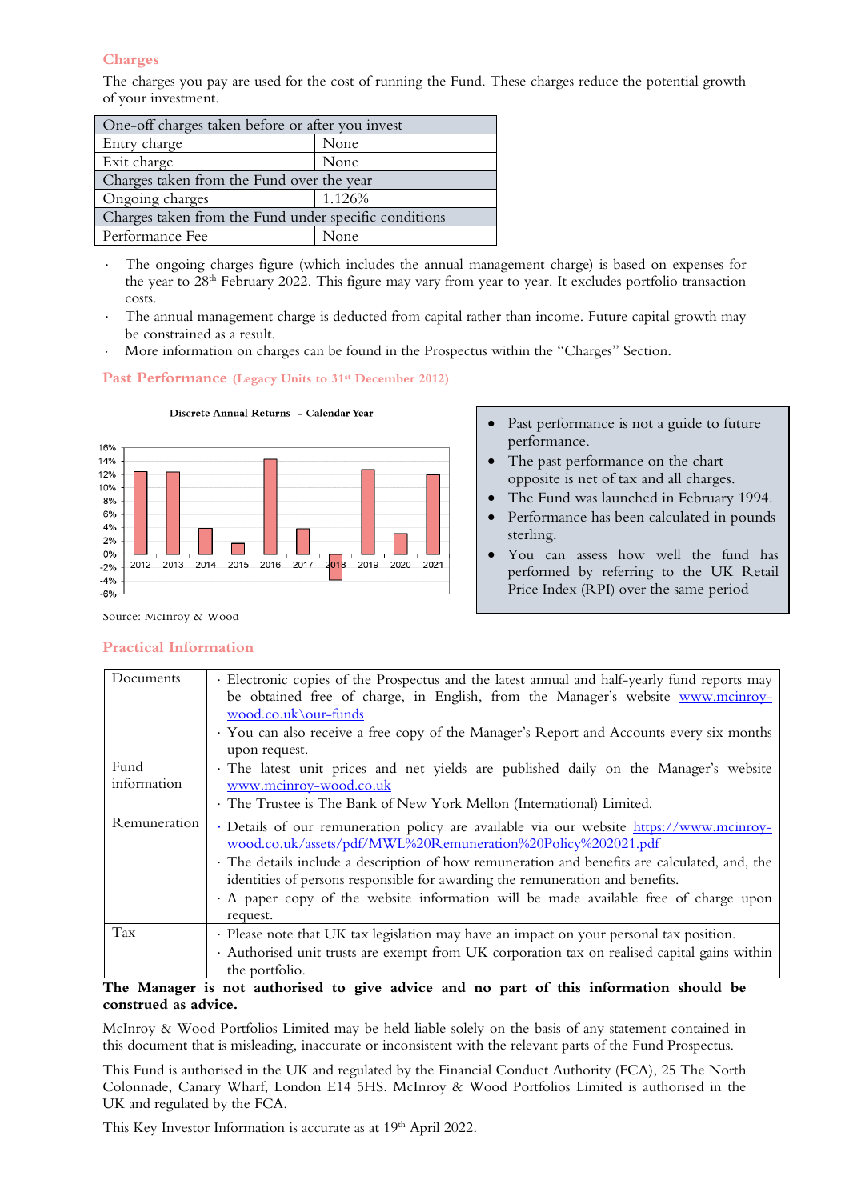## Charges

The charges you pay are used for the cost of running the Fund. These charges reduce the potential growth of your investment.

| | |
|---|---|
| One-off charges taken before or after you invest | |
| Entry charge | None |
| Exit charge | None |
| Charges taken from the Fund over the year | |
| Ongoing charges | 1.126% |
| Charges taken from the Fund under specific conditions | |
| Performance Fee | None |

- The ongoing charges figure (which includes the annual management charge) is based on expenses for the year to 28th February 2022. This figure may vary from year to year. It excludes portfolio transaction costs.
- The annual management charge is deducted from capital rather than income. Future capital growth may be constrained as a result.
- More information on charges can be found in the Prospectus within the "Charges" Section.

## Past Performance (Legacy Units to 31st December 2012)

Discrete Annual Returns - Calendar Year

16%
14%
12%
10%
8%
6%
4%
2%
0%
-2%
-4%
-6%

2012 2013 2014 2015 2016 2017 2018 2019 2020 2021

Source: McInroy & Wood

- Past performance is not a guide to future performance.
- The past performance on the chart opposite is net of tax and all charges.
- The Fund was launched in February 1994.
- Performance has been calculated in pounds sterling.
- You can assess how well the fund has performed by referring to the UK Retail Price Index (RPI) over the same period

## Practical Information

| | |
|---|---|
| Documents | · Electronic copies of the Prospectus and the latest annual and half-yearly fund reports may be obtained free of charge, in English, from the Manager's website www.mcinroy-wood.co.uk\our-funds<br>· You can also receive a free copy of the Manager's Report and Accounts every six months upon request. |
| Fund information | · The latest unit prices and net yields are published daily on the Manager's website www.mcinroy-wood.co.uk<br>· The Trustee is The Bank of New York Mellon (International) Limited. |
| Remuneration | · Details of our remuneration policy are available via our website https://www.mcinroy-wood.co.uk/assets/pdf/MWL%20Remuneration%20Policy%202021.pdf<br>· The details include a description of how remuneration and benefits are calculated, and, the identities of persons responsible for awarding the remuneration and benefits.<br>· A paper copy of the website information will be made available free of charge upon request. |
| Tax | · Please note that UK tax legislation may have an impact on your personal tax position.<br>· Authorised unit trusts are exempt from UK corporation tax on realised capital gains within the portfolio. |

**The Manager is not authorised to give advice and no part of this information should be construed as advice.**

McInroy & Wood Portfolios Limited may be held liable solely on the basis of any statement contained in this document that is misleading, inaccurate or inconsistent with the relevant parts of the Fund Prospectus.

This Fund is authorised in the UK and regulated by the Financial Conduct Authority (FCA), 25 The North Colonnade, Canary Wharf, London E14 5HS. McInroy & Wood Portfolios Limited is authorised in the UK and regulated by the FCA.

This Key Investor Information is accurate as at 19th April 2022.